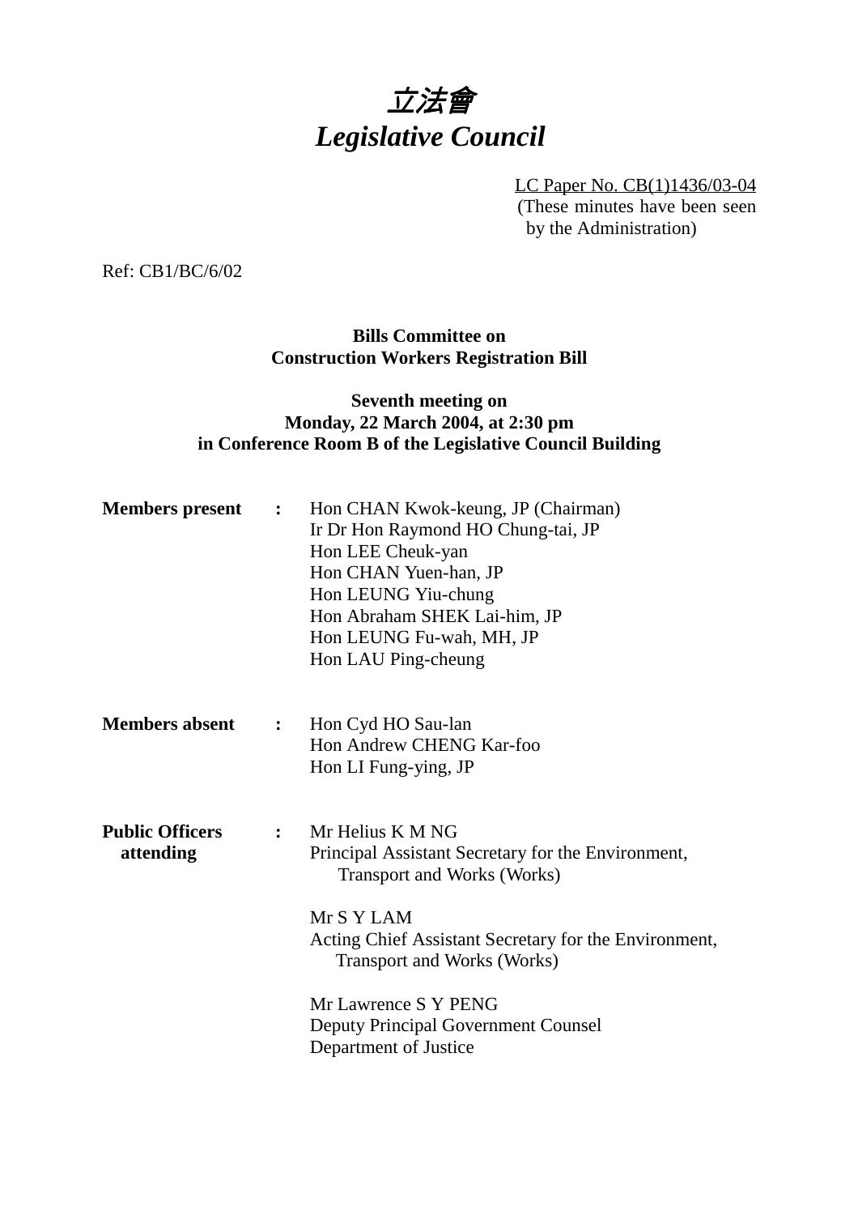# 立法會
# *Legislative Council*

LC Paper No. CB(1)1436/03-04
(These minutes have been seen by the Administration)

Ref: CB1/BC/6/02

**Bills Committee on**
**Construction Workers Registration Bill**

**Seventh meeting on**
**Monday, 22 March 2004, at 2:30 pm**
**in Conference Room B of the Legislative Council Building**

**Members present** **:** Hon CHAN Kwok-keung, JP (Chairman)
Ir Dr Hon Raymond HO Chung-tai, JP
Hon LEE Cheuk-yan
Hon CHAN Yuen-han, JP
Hon LEUNG Yiu-chung
Hon Abraham SHEK Lai-him, JP
Hon LEUNG Fu-wah, MH, JP
Hon LAU Ping-cheung

**Members absent** **:** Hon Cyd HO Sau-lan
Hon Andrew CHENG Kar-foo
Hon LI Fung-ying, JP

**Public Officers attending** **:** Mr Helius K M NG
Principal Assistant Secretary for the Environment, Transport and Works (Works)

Mr S Y LAM
Acting Chief Assistant Secretary for the Environment, Transport and Works (Works)

Mr Lawrence S Y PENG
Deputy Principal Government Counsel
Department of Justice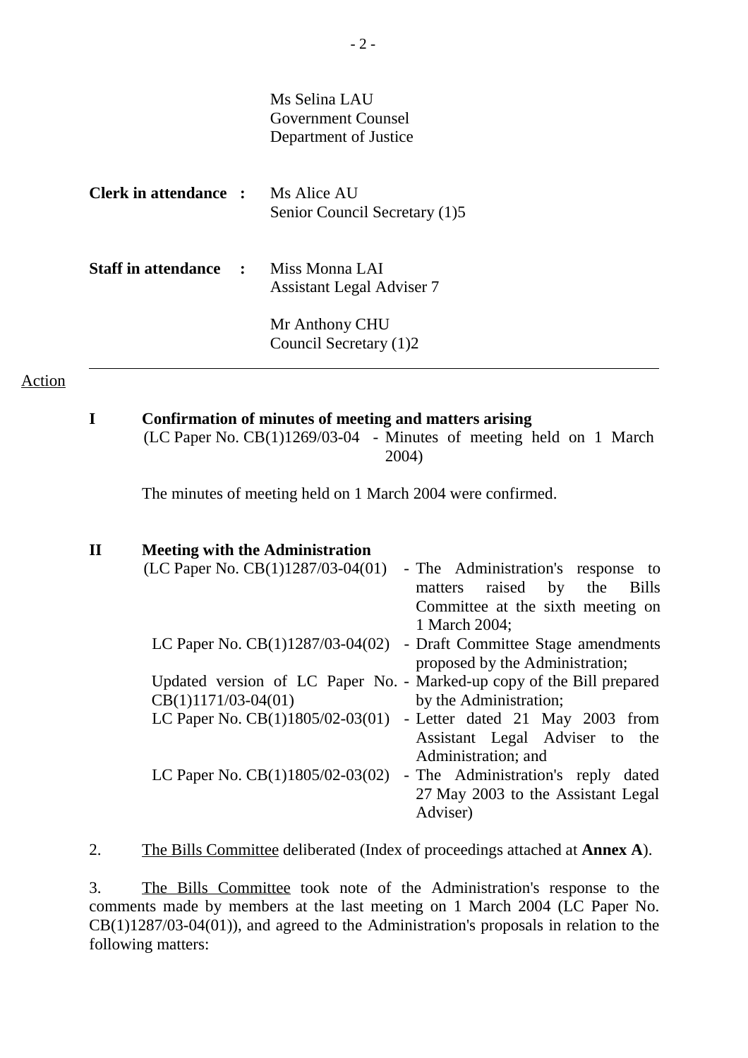| | |
|---|---|
| | Ms Selina LAU<br>Government Counsel<br>Department of Justice |
| **Clerk in attendance :** | Ms Alice AU<br>Senior Council Secretary (1)5 |
| **Staff in attendance :** | Miss Monna LAI<br>Assistant Legal Adviser 7<br><br>Mr Anthony CHU<br>Council Secretary (1)2 |

---

Action

**I Confirmation of minutes of meeting and matters arising**

(LC Paper No. CB(1)1269/03-04 - Minutes of meeting held on 1 March 2004)

The minutes of meeting held on 1 March 2004 were confirmed.

**II Meeting with the Administration**

| | |
|---|---|
| (LC Paper No. CB(1)1287/03-04(01) | - The Administration's response to matters raised by the Bills Committee at the sixth meeting on 1 March 2004; |
| LC Paper No. CB(1)1287/03-04(02) | - Draft Committee Stage amendments proposed by the Administration; |
| Updated version of LC Paper No. CB(1)1171/03-04(01) | - Marked-up copy of the Bill prepared by the Administration; |
| LC Paper No. CB(1)1805/02-03(01) | - Letter dated 21 May 2003 from Assistant Legal Adviser to the Administration; and |
| LC Paper No. CB(1)1805/02-03(02) | - The Administration's reply dated 27 May 2003 to the Assistant Legal Adviser) |

2. The Bills Committee deliberated (Index of proceedings attached at **Annex A**).

3. The Bills Committee took note of the Administration's response to the comments made by members at the last meeting on 1 March 2004 (LC Paper No. CB(1)1287/03-04(01)), and agreed to the Administration's proposals in relation to the following matters: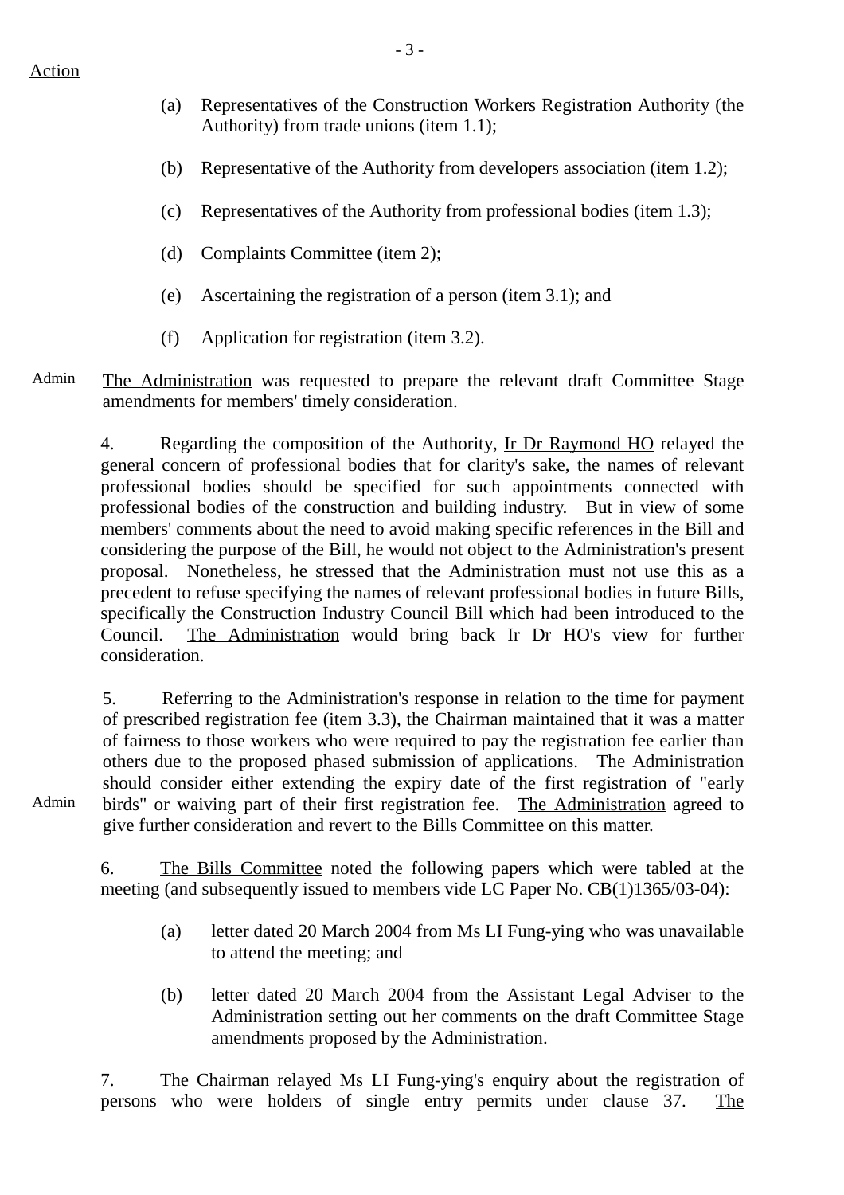Action

(a) Representatives of the Construction Workers Registration Authority (the Authority) from trade unions (item 1.1);

(b) Representative of the Authority from developers association (item 1.2);

(c) Representatives of the Authority from professional bodies (item 1.3);

(d) Complaints Committee (item 2);

(e) Ascertaining the registration of a person (item 3.1); and

(f) Application for registration (item 3.2).

Admin — The Administration was requested to prepare the relevant draft Committee Stage amendments for members' timely consideration.

4. Regarding the composition of the Authority, Ir Dr Raymond HO relayed the general concern of professional bodies that for clarity's sake, the names of relevant professional bodies should be specified for such appointments connected with professional bodies of the construction and building industry. But in view of some members' comments about the need to avoid making specific references in the Bill and considering the purpose of the Bill, he would not object to the Administration's present proposal. Nonetheless, he stressed that the Administration must not use this as a precedent to refuse specifying the names of relevant professional bodies in future Bills, specifically the Construction Industry Council Bill which had been introduced to the Council. The Administration would bring back Ir Dr HO's view for further consideration.

5. Referring to the Administration's response in relation to the time for payment of prescribed registration fee (item 3.3), the Chairman maintained that it was a matter of fairness to those workers who were required to pay the registration fee earlier than others due to the proposed phased submission of applications. The Administration should consider either extending the expiry date of the first registration of "early birds" or waiving part of their first registration fee. The Administration agreed to give further consideration and revert to the Bills Committee on this matter.

Admin

6. The Bills Committee noted the following papers which were tabled at the meeting (and subsequently issued to members vide LC Paper No. CB(1)1365/03-04):

(a) letter dated 20 March 2004 from Ms LI Fung-ying who was unavailable to attend the meeting; and

(b) letter dated 20 March 2004 from the Assistant Legal Adviser to the Administration setting out her comments on the draft Committee Stage amendments proposed by the Administration.

7. The Chairman relayed Ms LI Fung-ying's enquiry about the registration of persons who were holders of single entry permits under clause 37. The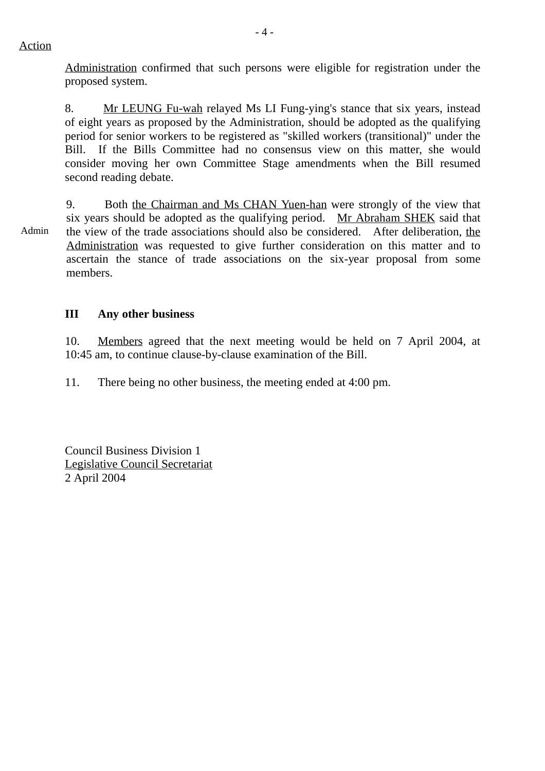Action

Administration confirmed that such persons were eligible for registration under the proposed system.

8. Mr LEUNG Fu-wah relayed Ms LI Fung-ying's stance that six years, instead of eight years as proposed by the Administration, should be adopted as the qualifying period for senior workers to be registered as "skilled workers (transitional)" under the Bill. If the Bills Committee had no consensus view on this matter, she would consider moving her own Committee Stage amendments when the Bill resumed second reading debate.

9. Both the Chairman and Ms CHAN Yuen-han were strongly of the view that six years should be adopted as the qualifying period. Mr Abraham SHEK said that the view of the trade associations should also be considered. After deliberation, the Administration was requested to give further consideration on this matter and to ascertain the stance of trade associations on the six-year proposal from some members.

Admin

### III Any other business

10. Members agreed that the next meeting would be held on 7 April 2004, at 10:45 am, to continue clause-by-clause examination of the Bill.

11. There being no other business, the meeting ended at 4:00 pm.

Council Business Division 1
Legislative Council Secretariat
2 April 2004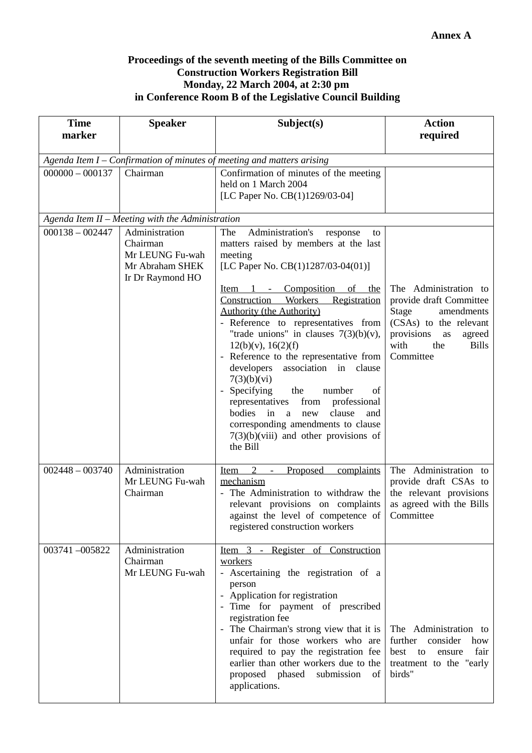**Annex A**

**Proceedings of the seventh meeting of the Bills Committee on Construction Workers Registration Bill Monday, 22 March 2004, at 2:30 pm in Conference Room B of the Legislative Council Building**

| Time marker | Speaker | Subject(s) | Action required |
|---|---|---|---|
| *Agenda Item I – Confirmation of minutes of meeting and matters arising* | | | |
| 000000 – 000137 | Chairman | Confirmation of minutes of the meeting held on 1 March 2004 [LC Paper No. CB(1)1269/03-04] | |
| *Agenda Item II – Meeting with the Administration* | | | |
| 000138 – 002447 | Administration<br>Chairman<br>Mr LEUNG Fu-wah<br>Mr Abraham SHEK<br>Ir Dr Raymond HO | The Administration's response to matters raised by members at the last meeting [LC Paper No. CB(1)1287/03-04(01)]<br><br><u>Item 1 - Composition of the Construction Workers Registration Authority (the Authority)</u><br>- Reference to representatives from "trade unions" in clauses 7(3)(b)(v), 12(b)(v), 16(2)(f)<br>- Reference to the representative from developers association in clause 7(3)(b)(vi)<br>- Specifying the number of representatives from professional bodies in a new clause and corresponding amendments to clause 7(3)(b)(viii) and other provisions of the Bill | The Administration to provide draft Committee Stage amendments (CSAs) to the relevant provisions as agreed with the Bills Committee |
| 002448 – 003740 | Administration<br>Mr LEUNG Fu-wah<br>Chairman | <u>Item 2 - Proposed complaints mechanism</u><br>- The Administration to withdraw the relevant provisions on complaints against the level of competence of registered construction workers | The Administration to provide draft CSAs to the relevant provisions as agreed with the Bills Committee |
| 003741 –005822 | Administration<br>Chairman<br>Mr LEUNG Fu-wah | <u>Item 3 - Register of Construction workers</u><br>- Ascertaining the registration of a person<br>- Application for registration<br>- Time for payment of prescribed registration fee<br>- The Chairman's strong view that it is unfair for those workers who are required to pay the registration fee earlier than other workers due to the proposed phased submission of applications. | The Administration to further consider how best to ensure fair treatment to the "early birds" |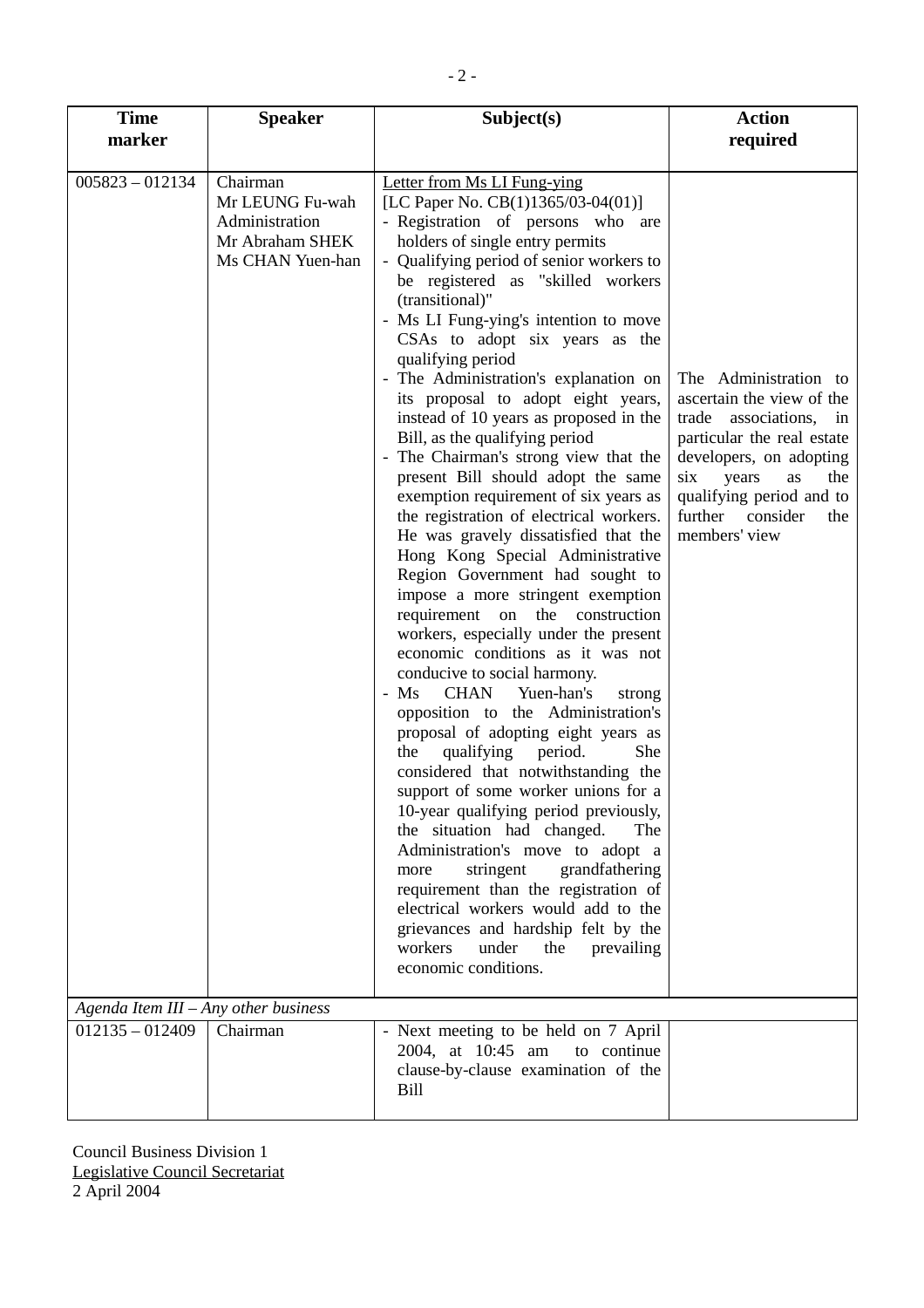| Time marker | Speaker | Subject(s) | Action required |
|---|---|---|---|
| 005823 – 012134 | Chairman<br>Mr LEUNG Fu-wah<br>Administration<br>Mr Abraham SHEK<br>Ms CHAN Yuen-han | <u>Letter from Ms LI Fung-ying</u><br>[LC Paper No. CB(1)1365/03-04(01)]<br>- Registration of persons who are holders of single entry permits<br>- Qualifying period of senior workers to be registered as "skilled workers (transitional)"<br>- Ms LI Fung-ying's intention to move CSAs to adopt six years as the qualifying period<br>- The Administration's explanation on its proposal to adopt eight years, instead of 10 years as proposed in the Bill, as the qualifying period<br>- The Chairman's strong view that the present Bill should adopt the same exemption requirement of six years as the registration of electrical workers. He was gravely dissatisfied that the Hong Kong Special Administrative Region Government had sought to impose a more stringent exemption requirement on the construction workers, especially under the present economic conditions as it was not conducive to social harmony.<br>- Ms CHAN Yuen-han's strong opposition to the Administration's proposal of adopting eight years as the qualifying period. She considered that notwithstanding the support of some worker unions for a 10-year qualifying period previously, the situation had changed. The Administration's move to adopt a more stringent grandfathering requirement than the registration of electrical workers would add to the grievances and hardship felt by the workers under the prevailing economic conditions. | The Administration to ascertain the view of the trade associations, in particular the real estate developers, on adopting six years as the qualifying period and to further consider the members' view |
| *Agenda Item III – Any other business* | | | |
| 012135 – 012409 | Chairman | - Next meeting to be held on 7 April 2004, at 10:45 am to continue clause-by-clause examination of the Bill | |

Council Business Division 1
<u>Legislative Council Secretariat</u>
2 April 2004